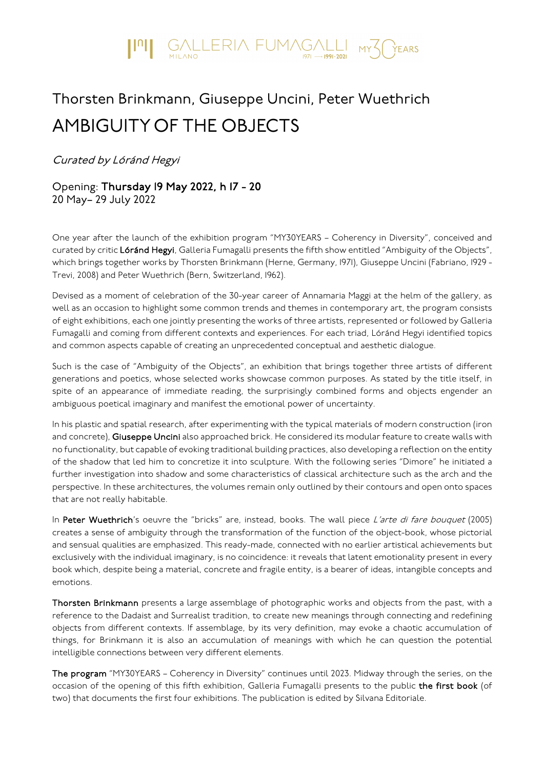# Thorsten Brinkmann, Giuseppe Uncini, Peter Wuethrich

# AMBIGUITY OF THE OBJECTS

*Curated by Lóránd Hegyi*

Opening: **Thursday 19 May 2022, h 17 - 20**
20 May– 29 July 2022

One year after the launch of the exhibition program "MY30YEARS – Coherency in Diversity", conceived and curated by critic **Lóránd Hegyi**, Galleria Fumagalli presents the fifth show entitled "Ambiguity of the Objects", which brings together works by Thorsten Brinkmann (Herne, Germany, 1971), Giuseppe Uncini (Fabriano, 1929 - Trevi, 2008) and Peter Wuethrich (Bern, Switzerland, 1962).

Devised as a moment of celebration of the 30-year career of Annamaria Maggi at the helm of the gallery, as well as an occasion to highlight some common trends and themes in contemporary art, the program consists of eight exhibitions, each one jointly presenting the works of three artists, represented or followed by Galleria Fumagalli and coming from different contexts and experiences. For each triad, Lóránd Hegyi identified topics and common aspects capable of creating an unprecedented conceptual and aesthetic dialogue.

Such is the case of "Ambiguity of the Objects", an exhibition that brings together three artists of different generations and poetics, whose selected works showcase common purposes. As stated by the title itself, in spite of an appearance of immediate reading, the surprisingly combined forms and objects engender an ambiguous poetical imaginary and manifest the emotional power of uncertainty.

In his plastic and spatial research, after experimenting with the typical materials of modern construction (iron and concrete), **Giuseppe Uncini** also approached brick. He considered its modular feature to create walls with no functionality, but capable of evoking traditional building practices, also developing a reflection on the entity of the shadow that led him to concretize it into sculpture. With the following series "Dimore" he initiated a further investigation into shadow and some characteristics of classical architecture such as the arch and the perspective. In these architectures, the volumes remain only outlined by their contours and open onto spaces that are not really habitable.

In **Peter Wuethrich**'s oeuvre the "bricks" are, instead, books. The wall piece *L'arte di fare bouquet* (2005) creates a sense of ambiguity through the transformation of the function of the object-book, whose pictorial and sensual qualities are emphasized. This ready-made, connected with no earlier artistical achievements but exclusively with the individual imaginary, is no coincidence: it reveals that latent emotionality present in every book which, despite being a material, concrete and fragile entity, is a bearer of ideas, intangible concepts and emotions.

**Thorsten Brinkmann** presents a large assemblage of photographic works and objects from the past, with a reference to the Dadaist and Surrealist tradition, to create new meanings through connecting and redefining objects from different contexts. If assemblage, by its very definition, may evoke a chaotic accumulation of things, for Brinkmann it is also an accumulation of meanings with which he can question the potential intelligible connections between very different elements.

**The program** "MY30YEARS – Coherency in Diversity" continues until 2023. Midway through the series, on the occasion of the opening of this fifth exhibition, Galleria Fumagalli presents to the public **the first book** (of two) that documents the first four exhibitions. The publication is edited by Silvana Editoriale.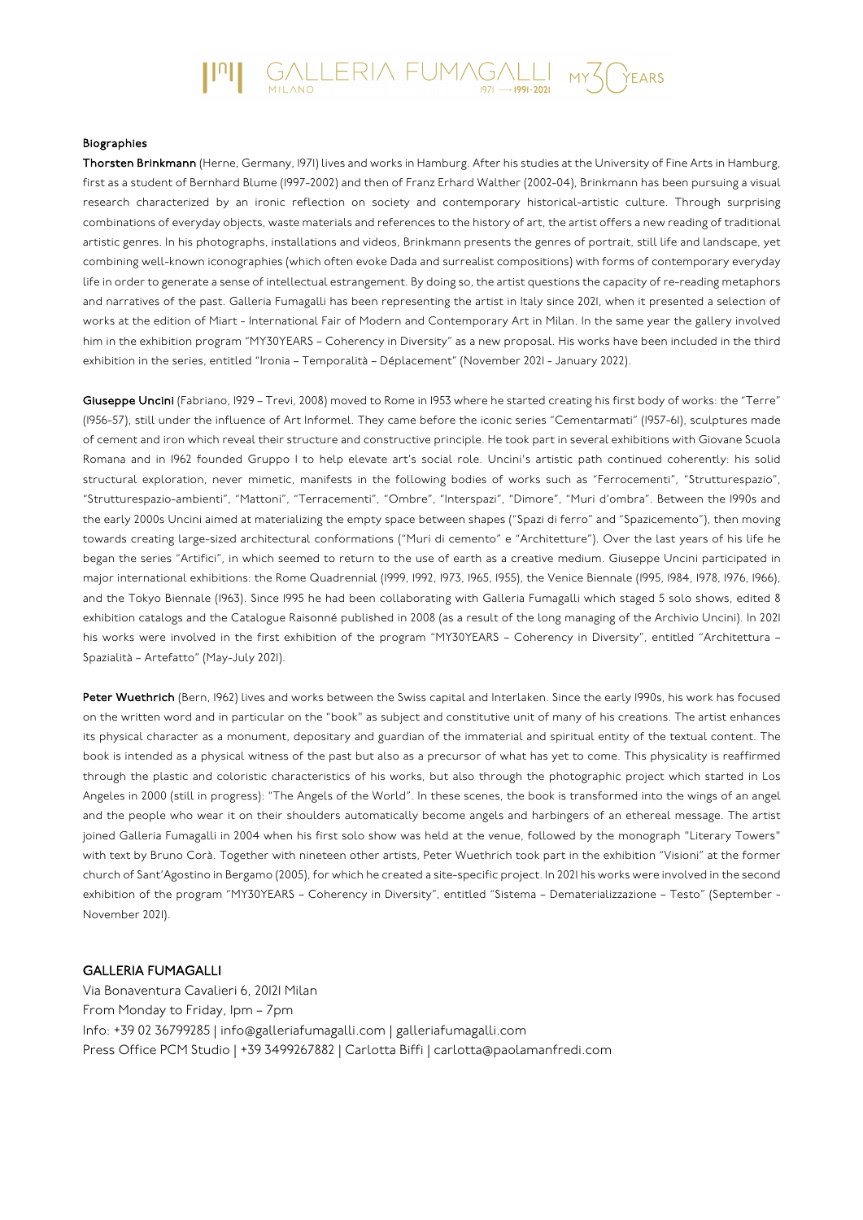**Biographies**

**Thorsten Brinkmann** (Herne, Germany, 1971) lives and works in Hamburg. After his studies at the University of Fine Arts in Hamburg, first as a student of Bernhard Blume (1997-2002) and then of Franz Erhard Walther (2002-04), Brinkmann has been pursuing a visual research characterized by an ironic reflection on society and contemporary historical-artistic culture. Through surprising combinations of everyday objects, waste materials and references to the history of art, the artist offers a new reading of traditional artistic genres. In his photographs, installations and videos, Brinkmann presents the genres of portrait, still life and landscape, yet combining well-known iconographies (which often evoke Dada and surrealist compositions) with forms of contemporary everyday life in order to generate a sense of intellectual estrangement. By doing so, the artist questions the capacity of re-reading metaphors and narratives of the past. Galleria Fumagalli has been representing the artist in Italy since 2021, when it presented a selection of works at the edition of Miart - International Fair of Modern and Contemporary Art in Milan. In the same year the gallery involved him in the exhibition program "MY30YEARS – Coherency in Diversity" as a new proposal. His works have been included in the third exhibition in the series, entitled "Ironia – Temporalità – Déplacement" (November 2021 - January 2022).

**Giuseppe Uncini** (Fabriano, 1929 – Trevi, 2008) moved to Rome in 1953 where he started creating his first body of works: the "Terre" (1956-57), still under the influence of Art Informel. They came before the iconic series "Cementarmati" (1957-61), sculptures made of cement and iron which reveal their structure and constructive principle. He took part in several exhibitions with Giovane Scuola Romana and in 1962 founded Gruppo 1 to help elevate art's social role. Uncini's artistic path continued coherently: his solid structural exploration, never mimetic, manifests in the following bodies of works such as "Ferrocementi", "Strutturespazio", "Strutturespazio-ambienti", "Mattoni", "Terracementi", "Ombre", "Interspazi", "Dimore", "Muri d'ombra". Between the 1990s and the early 2000s Uncini aimed at materializing the empty space between shapes ("Spazi di ferro" and "Spazicemento"), then moving towards creating large-sized architectural conformations ("Muri di cemento" e "Architetture"). Over the last years of his life he began the series "Artifici", in which seemed to return to the use of earth as a creative medium. Giuseppe Uncini participated in major international exhibitions: the Rome Quadrennial (1999, 1992, 1973, 1965, 1955), the Venice Biennale (1995, 1984, 1978, 1976, 1966), and the Tokyo Biennale (1963). Since 1995 he had been collaborating with Galleria Fumagalli which staged 5 solo shows, edited 8 exhibition catalogs and the Catalogue Raisonné published in 2008 (as a result of the long managing of the Archivio Uncini). In 2021 his works were involved in the first exhibition of the program "MY30YEARS – Coherency in Diversity", entitled "Architettura – Spazialità – Artefatto" (May-July 2021).

**Peter Wuethrich** (Bern, 1962) lives and works between the Swiss capital and Interlaken. Since the early 1990s, his work has focused on the written word and in particular on the "book" as subject and constitutive unit of many of his creations. The artist enhances its physical character as a monument, depositary and guardian of the immaterial and spiritual entity of the textual content. The book is intended as a physical witness of the past but also as a precursor of what has yet to come. This physicality is reaffirmed through the plastic and coloristic characteristics of his works, but also through the photographic project which started in Los Angeles in 2000 (still in progress): "The Angels of the World". In these scenes, the book is transformed into the wings of an angel and the people who wear it on their shoulders automatically become angels and harbingers of an ethereal message. The artist joined Galleria Fumagalli in 2004 when his first solo show was held at the venue, followed by the monograph "Literary Towers" with text by Bruno Corà. Together with nineteen other artists, Peter Wuethrich took part in the exhibition "Visioni" at the former church of Sant'Agostino in Bergamo (2005), for which he created a site-specific project. In 2021 his works were involved in the second exhibition of the program "MY30YEARS – Coherency in Diversity", entitled "Sistema – Dematerializzazione – Testo" (September - November 2021).

**GALLERIA FUMAGALLI**

Via Bonaventura Cavalieri 6, 20121 Milan
From Monday to Friday, 1pm – 7pm
Info: +39 02 36799285 | info@galleriafumagalli.com | galleriafumagalli.com
Press Office PCM Studio | +39 3499267882 | Carlotta Biffi | carlotta@paolamanfredi.com